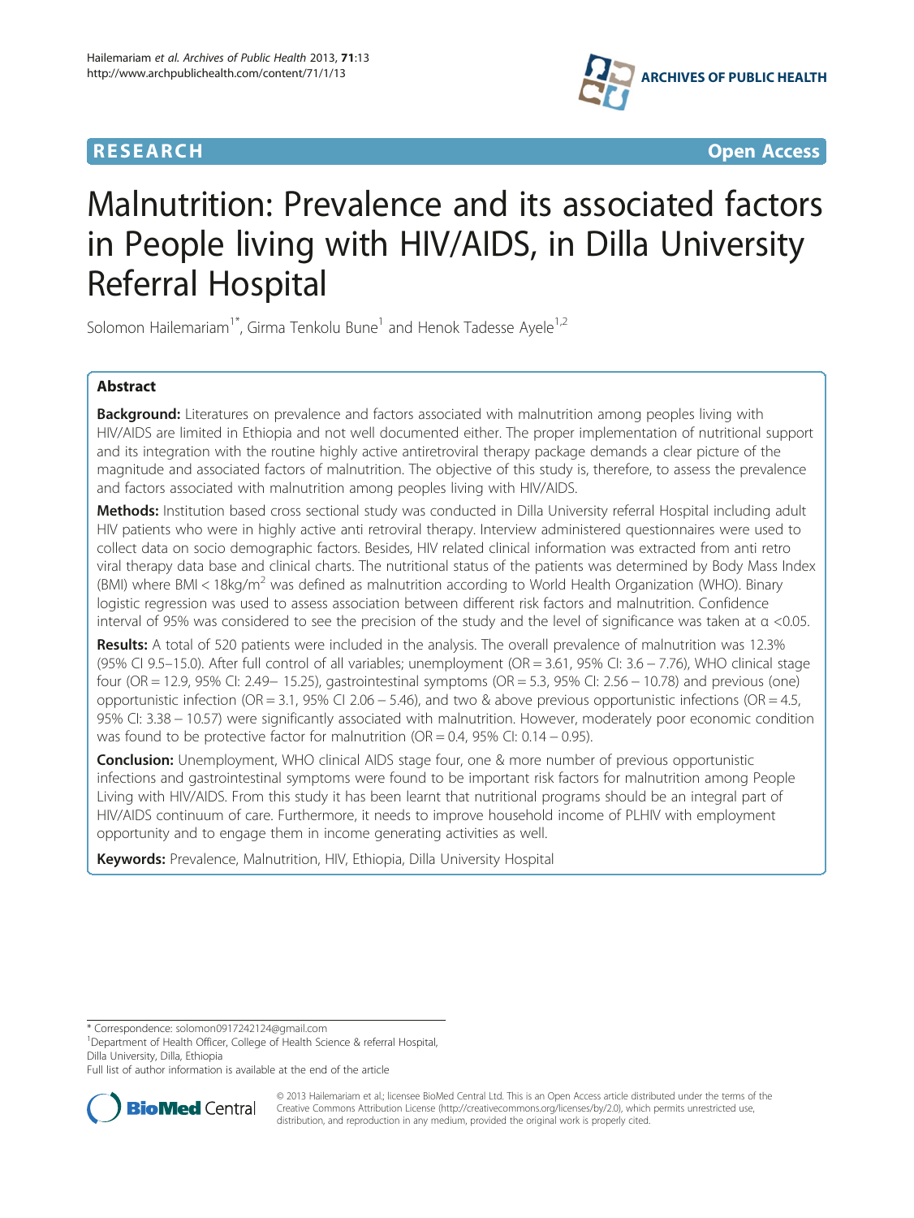**RESEARCH** **Open Access**

# Malnutrition: Prevalence and its associated factors in People living with HIV/AIDS, in Dilla University Referral Hospital

Solomon Hailemariam[1*], Girma Tenkolu Bune[1] and Henok Tadesse Ayele[1,2]

## Abstract

**Background:** Literatures on prevalence and factors associated with malnutrition among peoples living with HIV/AIDS are limited in Ethiopia and not well documented either. The proper implementation of nutritional support and its integration with the routine highly active antiretroviral therapy package demands a clear picture of the magnitude and associated factors of malnutrition. The objective of this study is, therefore, to assess the prevalence and factors associated with malnutrition among peoples living with HIV/AIDS.

**Methods:** Institution based cross sectional study was conducted in Dilla University referral Hospital including adult HIV patients who were in highly active anti retroviral therapy. Interview administered questionnaires were used to collect data on socio demographic factors. Besides, HIV related clinical information was extracted from anti retro viral therapy data base and clinical charts. The nutritional status of the patients was determined by Body Mass Index (BMI) where BMI < 18kg/m$^2$ was defined as malnutrition according to World Health Organization (WHO). Binary logistic regression was used to assess association between different risk factors and malnutrition. Confidence interval of 95% was considered to see the precision of the study and the level of significance was taken at $\alpha$ <0.05.

**Results:** A total of 520 patients were included in the analysis. The overall prevalence of malnutrition was 12.3% (95% CI 9.5–15.0). After full control of all variables; unemployment (OR = 3.61, 95% CI: 3.6 − 7.76), WHO clinical stage four (OR = 12.9, 95% CI: 2.49− 15.25), gastrointestinal symptoms (OR = 5.3, 95% CI: 2.56 − 10.78) and previous (one) opportunistic infection (OR = 3.1, 95% CI 2.06 − 5.46), and two & above previous opportunistic infections (OR = 4.5, 95% CI: 3.38 − 10.57) were significantly associated with malnutrition. However, moderately poor economic condition was found to be protective factor for malnutrition (OR = 0.4, 95% CI: 0.14 − 0.95).

**Conclusion:** Unemployment, WHO clinical AIDS stage four, one & more number of previous opportunistic infections and gastrointestinal symptoms were found to be important risk factors for malnutrition among People Living with HIV/AIDS. From this study it has been learnt that nutritional programs should be an integral part of HIV/AIDS continuum of care. Furthermore, it needs to improve household income of PLHIV with employment opportunity and to engage them in income generating activities as well.

**Keywords:** Prevalence, Malnutrition, HIV, Ethiopia, Dilla University Hospital

---

\* Correspondence: solomon0917242124@gmail.com
[1]Department of Health Officer, College of Health Science & referral Hospital, Dilla University, Dilla, Ethiopia
Full list of author information is available at the end of the article

© 2013 Hailemariam et al.; licensee BioMed Central Ltd. This is an Open Access article distributed under the terms of the Creative Commons Attribution License (http://creativecommons.org/licenses/by/2.0), which permits unrestricted use, distribution, and reproduction in any medium, provided the original work is properly cited.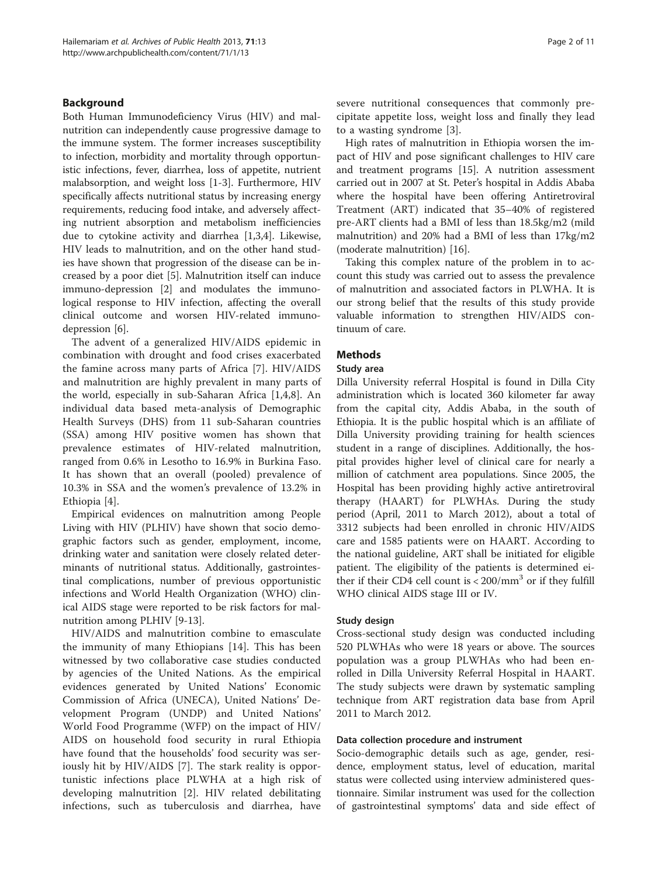## Background

Both Human Immunodeficiency Virus (HIV) and malnutrition can independently cause progressive damage to the immune system. The former increases susceptibility to infection, morbidity and mortality through opportunistic infections, fever, diarrhea, loss of appetite, nutrient malabsorption, and weight loss [1-3]. Furthermore, HIV specifically affects nutritional status by increasing energy requirements, reducing food intake, and adversely affecting nutrient absorption and metabolism inefficiencies due to cytokine activity and diarrhea [1,3,4]. Likewise, HIV leads to malnutrition, and on the other hand studies have shown that progression of the disease can be increased by a poor diet [5]. Malnutrition itself can induce immuno-depression [2] and modulates the immunological response to HIV infection, affecting the overall clinical outcome and worsen HIV-related immunodepression [6].

The advent of a generalized HIV/AIDS epidemic in combination with drought and food crises exacerbated the famine across many parts of Africa [7]. HIV/AIDS and malnutrition are highly prevalent in many parts of the world, especially in sub-Saharan Africa [1,4,8]. An individual data based meta-analysis of Demographic Health Surveys (DHS) from 11 sub-Saharan countries (SSA) among HIV positive women has shown that prevalence estimates of HIV-related malnutrition, ranged from 0.6% in Lesotho to 16.9% in Burkina Faso. It has shown that an overall (pooled) prevalence of 10.3% in SSA and the women's prevalence of 13.2% in Ethiopia [4].

Empirical evidences on malnutrition among People Living with HIV (PLHIV) have shown that socio demographic factors such as gender, employment, income, drinking water and sanitation were closely related determinants of nutritional status. Additionally, gastrointestinal complications, number of previous opportunistic infections and World Health Organization (WHO) clinical AIDS stage were reported to be risk factors for malnutrition among PLHIV [9-13].

HIV/AIDS and malnutrition combine to emasculate the immunity of many Ethiopians [14]. This has been witnessed by two collaborative case studies conducted by agencies of the United Nations. As the empirical evidences generated by United Nations' Economic Commission of Africa (UNECA), United Nations' Development Program (UNDP) and United Nations' World Food Programme (WFP) on the impact of HIV/AIDS on household food security in rural Ethiopia have found that the households' food security was seriously hit by HIV/AIDS [7]. The stark reality is opportunistic infections place PLWHA at a high risk of developing malnutrition [2]. HIV related debilitating infections, such as tuberculosis and diarrhea, have severe nutritional consequences that commonly precipitate appetite loss, weight loss and finally they lead to a wasting syndrome [3].

High rates of malnutrition in Ethiopia worsen the impact of HIV and pose significant challenges to HIV care and treatment programs [15]. A nutrition assessment carried out in 2007 at St. Peter's hospital in Addis Ababa where the hospital have been offering Antiretroviral Treatment (ART) indicated that 35–40% of registered pre-ART clients had a BMI of less than 18.5kg/m2 (mild malnutrition) and 20% had a BMI of less than 17kg/m2 (moderate malnutrition) [16].

Taking this complex nature of the problem in to account this study was carried out to assess the prevalence of malnutrition and associated factors in PLWHA. It is our strong belief that the results of this study provide valuable information to strengthen HIV/AIDS continuum of care.

## Methods

### Study area

Dilla University referral Hospital is found in Dilla City administration which is located 360 kilometer far away from the capital city, Addis Ababa, in the south of Ethiopia. It is the public hospital which is an affiliate of Dilla University providing training for health sciences student in a range of disciplines. Additionally, the hospital provides higher level of clinical care for nearly a million of catchment area populations. Since 2005, the Hospital has been providing highly active antiretroviral therapy (HAART) for PLWHAs. During the study period (April, 2011 to March 2012), about a total of 3312 subjects had been enrolled in chronic HIV/AIDS care and 1585 patients were on HAART. According to the national guideline, ART shall be initiated for eligible patient. The eligibility of the patients is determined either if their CD4 cell count is $< 200/\text{mm}^3$ or if they fulfill WHO clinical AIDS stage III or IV.

### Study design

Cross-sectional study design was conducted including 520 PLWHAs who were 18 years or above. The sources population was a group PLWHAs who had been enrolled in Dilla University Referral Hospital in HAART. The study subjects were drawn by systematic sampling technique from ART registration data base from April 2011 to March 2012.

### Data collection procedure and instrument

Socio-demographic details such as age, gender, residence, employment status, level of education, marital status were collected using interview administered questionnaire. Similar instrument was used for the collection of gastrointestinal symptoms' data and side effect of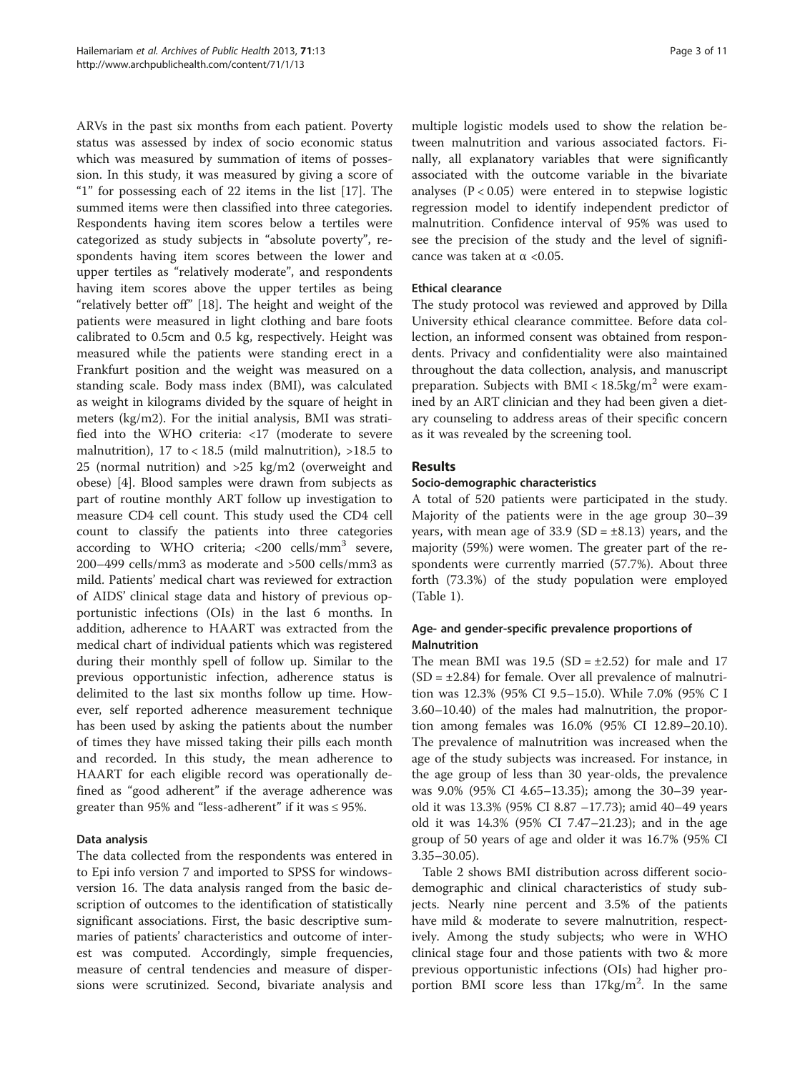ARVs in the past six months from each patient. Poverty status was assessed by index of socio economic status which was measured by summation of items of possession. In this study, it was measured by giving a score of "1" for possessing each of 22 items in the list [17]. The summed items were then classified into three categories. Respondents having item scores below a tertiles were categorized as study subjects in "absolute poverty", respondents having item scores between the lower and upper tertiles as "relatively moderate", and respondents having item scores above the upper tertiles as being "relatively better off" [18]. The height and weight of the patients were measured in light clothing and bare foots calibrated to 0.5cm and 0.5 kg, respectively. Height was measured while the patients were standing erect in a Frankfurt position and the weight was measured on a standing scale. Body mass index (BMI), was calculated as weight in kilograms divided by the square of height in meters (kg/m2). For the initial analysis, BMI was stratified into the WHO criteria: <17 (moderate to severe malnutrition), 17 to < 18.5 (mild malnutrition), >18.5 to 25 (normal nutrition) and >25 kg/m2 (overweight and obese) [4]. Blood samples were drawn from subjects as part of routine monthly ART follow up investigation to measure CD4 cell count. This study used the CD4 cell count to classify the patients into three categories according to WHO criteria; <200 cells/mm$^3$ severe, 200–499 cells/mm3 as moderate and >500 cells/mm3 as mild. Patients' medical chart was reviewed for extraction of AIDS' clinical stage data and history of previous opportunistic infections (OIs) in the last 6 months. In addition, adherence to HAART was extracted from the medical chart of individual patients which was registered during their monthly spell of follow up. Similar to the previous opportunistic infection, adherence status is delimited to the last six months follow up time. However, self reported adherence measurement technique has been used by asking the patients about the number of times they have missed taking their pills each month and recorded. In this study, the mean adherence to HAART for each eligible record was operationally defined as "good adherent" if the average adherence was greater than 95% and "less-adherent" if it was ≤ 95%.

### Data analysis

The data collected from the respondents was entered in to Epi info version 7 and imported to SPSS for windows-version 16. The data analysis ranged from the basic description of outcomes to the identification of statistically significant associations. First, the basic descriptive summaries of patients' characteristics and outcome of interest was computed. Accordingly, simple frequencies, measure of central tendencies and measure of dispersions were scrutinized. Second, bivariate analysis and multiple logistic models used to show the relation between malnutrition and various associated factors. Finally, all explanatory variables that were significantly associated with the outcome variable in the bivariate analyses ($P < 0.05$) were entered in to stepwise logistic regression model to identify independent predictor of malnutrition. Confidence interval of 95% was used to see the precision of the study and the level of significance was taken at $\alpha < 0.05$.

### Ethical clearance

The study protocol was reviewed and approved by Dilla University ethical clearance committee. Before data collection, an informed consent was obtained from respondents. Privacy and confidentiality were also maintained throughout the data collection, analysis, and manuscript preparation. Subjects with BMI < 18.5kg/m$^2$ were examined by an ART clinician and they had been given a dietary counseling to address areas of their specific concern as it was revealed by the screening tool.

## Results

### Socio-demographic characteristics

A total of 520 patients were participated in the study. Majority of the patients were in the age group 30–39 years, with mean age of 33.9 (SD = ±8.13) years, and the majority (59%) were women. The greater part of the respondents were currently married (57.7%). About three forth (73.3%) of the study population were employed (Table 1).

### Age- and gender-specific prevalence proportions of Malnutrition

The mean BMI was 19.5 (SD = ±2.52) for male and 17 (SD = ±2.84) for female. Over all prevalence of malnutrition was 12.3% (95% CI 9.5–15.0). While 7.0% (95% C I 3.60–10.40) of the males had malnutrition, the proportion among females was 16.0% (95% CI 12.89–20.10). The prevalence of malnutrition was increased when the age of the study subjects was increased. For instance, in the age group of less than 30 year-olds, the prevalence was 9.0% (95% CI 4.65–13.35); among the 30–39 year-old it was 13.3% (95% CI 8.87 –17.73); amid 40–49 years old it was 14.3% (95% CI 7.47–21.23); and in the age group of 50 years of age and older it was 16.7% (95% CI 3.35–30.05).

Table 2 shows BMI distribution across different socio-demographic and clinical characteristics of study subjects. Nearly nine percent and 3.5% of the patients have mild & moderate to severe malnutrition, respectively. Among the study subjects; who were in WHO clinical stage four and those patients with two & more previous opportunistic infections (OIs) had higher proportion BMI score less than 17kg/m$^2$. In the same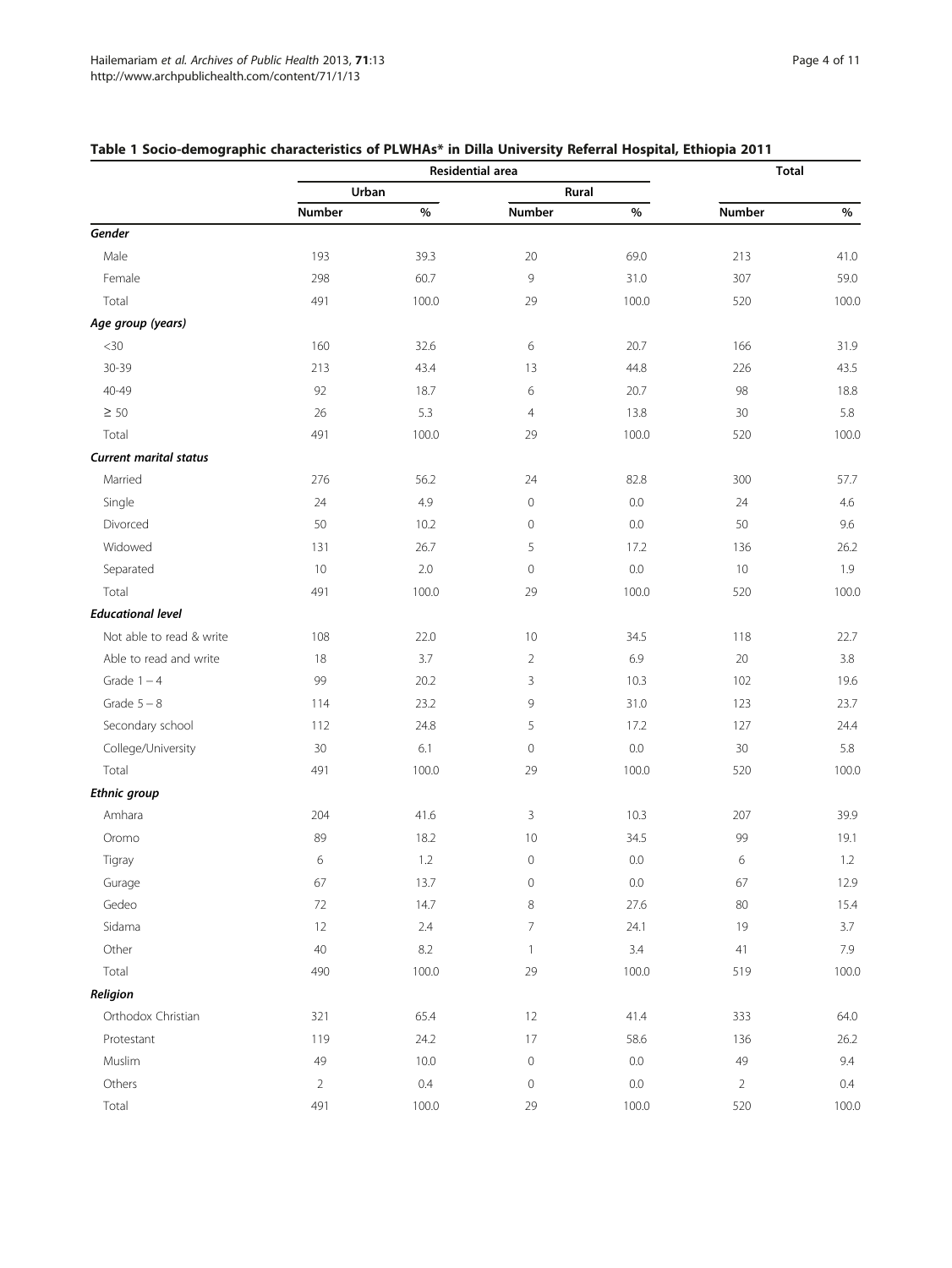**Table 1 Socio-demographic characteristics of PLWHAs* in Dilla University Referral Hospital, Ethiopia 2011**

| | Residential area | | | | Total | |
|---|---|---|---|---|---|---|
| | Urban | | Rural | | | |
| | Number | % | Number | % | Number | % |
| ***Gender*** | | | | | | |
| Male | 193 | 39.3 | 20 | 69.0 | 213 | 41.0 |
| Female | 298 | 60.7 | 9 | 31.0 | 307 | 59.0 |
| Total | 491 | 100.0 | 29 | 100.0 | 520 | 100.0 |
| ***Age group (years)*** | | | | | | |
| <30 | 160 | 32.6 | 6 | 20.7 | 166 | 31.9 |
| 30-39 | 213 | 43.4 | 13 | 44.8 | 226 | 43.5 |
| 40-49 | 92 | 18.7 | 6 | 20.7 | 98 | 18.8 |
| ≥ 50 | 26 | 5.3 | 4 | 13.8 | 30 | 5.8 |
| Total | 491 | 100.0 | 29 | 100.0 | 520 | 100.0 |
| ***Current marital status*** | | | | | | |
| Married | 276 | 56.2 | 24 | 82.8 | 300 | 57.7 |
| Single | 24 | 4.9 | 0 | 0.0 | 24 | 4.6 |
| Divorced | 50 | 10.2 | 0 | 0.0 | 50 | 9.6 |
| Widowed | 131 | 26.7 | 5 | 17.2 | 136 | 26.2 |
| Separated | 10 | 2.0 | 0 | 0.0 | 10 | 1.9 |
| Total | 491 | 100.0 | 29 | 100.0 | 520 | 100.0 |
| ***Educational level*** | | | | | | |
| Not able to read & write | 108 | 22.0 | 10 | 34.5 | 118 | 22.7 |
| Able to read and write | 18 | 3.7 | 2 | 6.9 | 20 | 3.8 |
| Grade 1 – 4 | 99 | 20.2 | 3 | 10.3 | 102 | 19.6 |
| Grade 5 – 8 | 114 | 23.2 | 9 | 31.0 | 123 | 23.7 |
| Secondary school | 112 | 24.8 | 5 | 17.2 | 127 | 24.4 |
| College/University | 30 | 6.1 | 0 | 0.0 | 30 | 5.8 |
| Total | 491 | 100.0 | 29 | 100.0 | 520 | 100.0 |
| ***Ethnic group*** | | | | | | |
| Amhara | 204 | 41.6 | 3 | 10.3 | 207 | 39.9 |
| Oromo | 89 | 18.2 | 10 | 34.5 | 99 | 19.1 |
| Tigray | 6 | 1.2 | 0 | 0.0 | 6 | 1.2 |
| Gurage | 67 | 13.7 | 0 | 0.0 | 67 | 12.9 |
| Gedeo | 72 | 14.7 | 8 | 27.6 | 80 | 15.4 |
| Sidama | 12 | 2.4 | 7 | 24.1 | 19 | 3.7 |
| Other | 40 | 8.2 | 1 | 3.4 | 41 | 7.9 |
| Total | 490 | 100.0 | 29 | 100.0 | 519 | 100.0 |
| ***Religion*** | | | | | | |
| Orthodox Christian | 321 | 65.4 | 12 | 41.4 | 333 | 64.0 |
| Protestant | 119 | 24.2 | 17 | 58.6 | 136 | 26.2 |
| Muslim | 49 | 10.0 | 0 | 0.0 | 49 | 9.4 |
| Others | 2 | 0.4 | 0 | 0.0 | 2 | 0.4 |
| Total | 491 | 100.0 | 29 | 100.0 | 520 | 100.0 |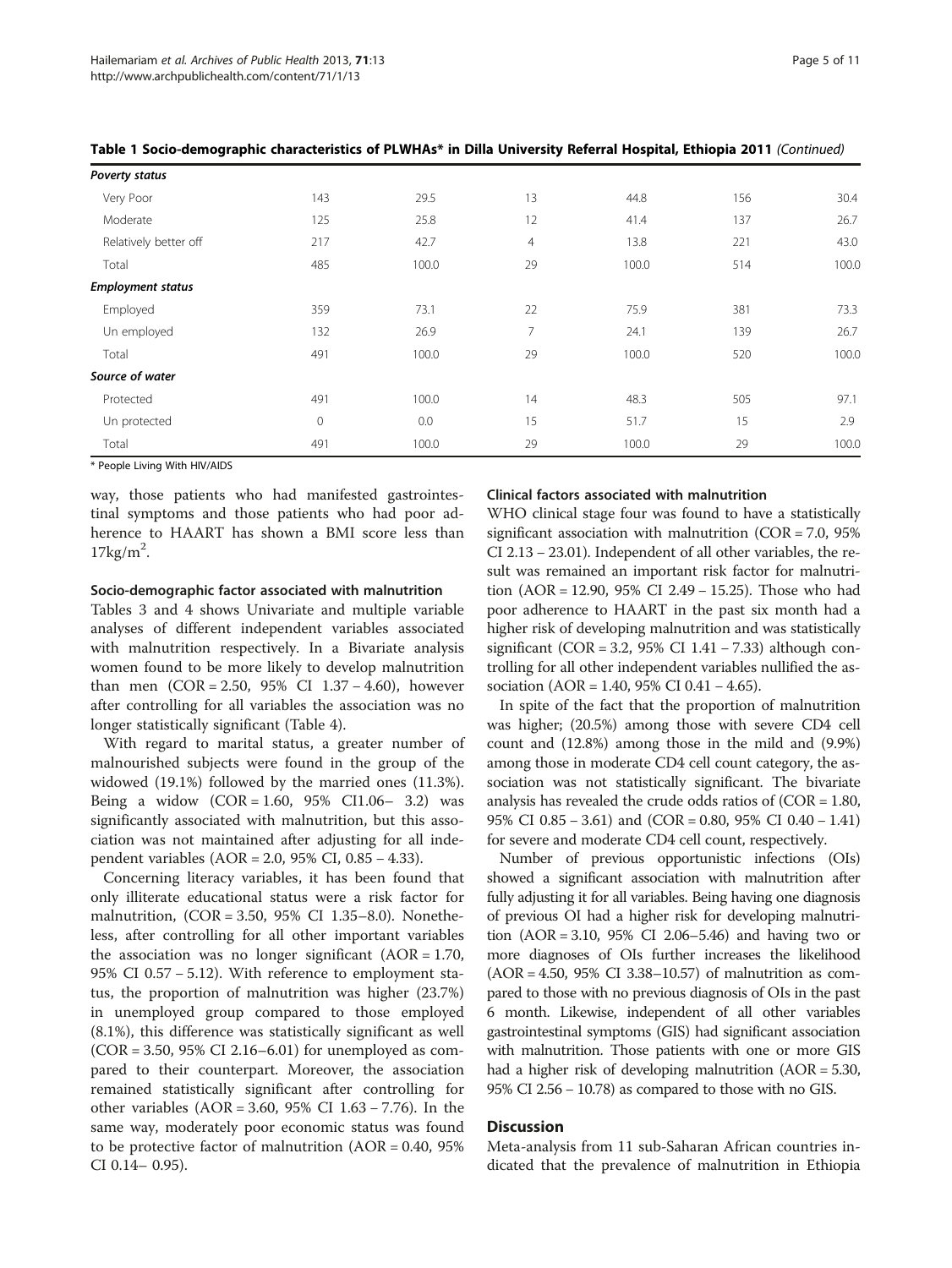**Table 1 Socio-demographic characteristics of PLWHAs* in Dilla University Referral Hospital, Ethiopia 2011** *(Continued)*

| | | | | | | |
|---|---|---|---|---|---|---|
| ***Poverty status*** | | | | | | |
| Very Poor | 143 | 29.5 | 13 | 44.8 | 156 | 30.4 |
| Moderate | 125 | 25.8 | 12 | 41.4 | 137 | 26.7 |
| Relatively better off | 217 | 42.7 | 4 | 13.8 | 221 | 43.0 |
| Total | 485 | 100.0 | 29 | 100.0 | 514 | 100.0 |
| ***Employment status*** | | | | | | |
| Employed | 359 | 73.1 | 22 | 75.9 | 381 | 73.3 |
| Un employed | 132 | 26.9 | 7 | 24.1 | 139 | 26.7 |
| Total | 491 | 100.0 | 29 | 100.0 | 520 | 100.0 |
| ***Source of water*** | | | | | | |
| Protected | 491 | 100.0 | 14 | 48.3 | 505 | 97.1 |
| Un protected | 0 | 0.0 | 15 | 51.7 | 15 | 2.9 |
| Total | 491 | 100.0 | 29 | 100.0 | 29 | 100.0 |

\* People Living With HIV/AIDS

way, those patients who had manifested gastrointestinal symptoms and those patients who had poor adherence to HAART has shown a BMI score less than $17\text{kg/m}^2$.

#### Socio-demographic factor associated with malnutrition

Tables 3 and 4 shows Univariate and multiple variable analyses of different independent variables associated with malnutrition respectively. In a Bivariate analysis women found to be more likely to develop malnutrition than men (COR = 2.50, 95% CI 1.37 – 4.60), however after controlling for all variables the association was no longer statistically significant (Table 4).

With regard to marital status, a greater number of malnourished subjects were found in the group of the widowed (19.1%) followed by the married ones (11.3%). Being a widow (COR = 1.60, 95% CI1.06– 3.2) was significantly associated with malnutrition, but this association was not maintained after adjusting for all independent variables (AOR = 2.0, 95% CI, 0.85 – 4.33).

Concerning literacy variables, it has been found that only illiterate educational status were a risk factor for malnutrition, (COR = 3.50, 95% CI 1.35–8.0). Nonetheless, after controlling for all other important variables the association was no longer significant (AOR = 1.70, 95% CI 0.57 – 5.12). With reference to employment status, the proportion of malnutrition was higher (23.7%) in unemployed group compared to those employed (8.1%), this difference was statistically significant as well (COR = 3.50, 95% CI 2.16–6.01) for unemployed as compared to their counterpart. Moreover, the association remained statistically significant after controlling for other variables (AOR = 3.60, 95% CI 1.63 – 7.76). In the same way, moderately poor economic status was found to be protective factor of malnutrition (AOR = 0.40, 95% CI 0.14– 0.95).

#### Clinical factors associated with malnutrition

WHO clinical stage four was found to have a statistically significant association with malnutrition (COR = 7.0, 95% CI 2.13 – 23.01). Independent of all other variables, the result was remained an important risk factor for malnutrition (AOR = 12.90, 95% CI 2.49 – 15.25). Those who had poor adherence to HAART in the past six month had a higher risk of developing malnutrition and was statistically significant (COR = 3.2, 95% CI 1.41 – 7.33) although controlling for all other independent variables nullified the association (AOR = 1.40, 95% CI 0.41 – 4.65).

In spite of the fact that the proportion of malnutrition was higher; (20.5%) among those with severe CD4 cell count and (12.8%) among those in the mild and (9.9%) among those in moderate CD4 cell count category, the association was not statistically significant. The bivariate analysis has revealed the crude odds ratios of (COR = 1.80, 95% CI 0.85 – 3.61) and (COR = 0.80, 95% CI 0.40 – 1.41) for severe and moderate CD4 cell count, respectively.

Number of previous opportunistic infections (OIs) showed a significant association with malnutrition after fully adjusting it for all variables. Being having one diagnosis of previous OI had a higher risk for developing malnutrition (AOR = 3.10, 95% CI 2.06–5.46) and having two or more diagnoses of OIs further increases the likelihood (AOR = 4.50, 95% CI 3.38–10.57) of malnutrition as compared to those with no previous diagnosis of OIs in the past 6 month. Likewise, independent of all other variables gastrointestinal symptoms (GIS) had significant association with malnutrition. Those patients with one or more GIS had a higher risk of developing malnutrition (AOR = 5.30, 95% CI 2.56 – 10.78) as compared to those with no GIS.

## Discussion

Meta-analysis from 11 sub-Saharan African countries indicated that the prevalence of malnutrition in Ethiopia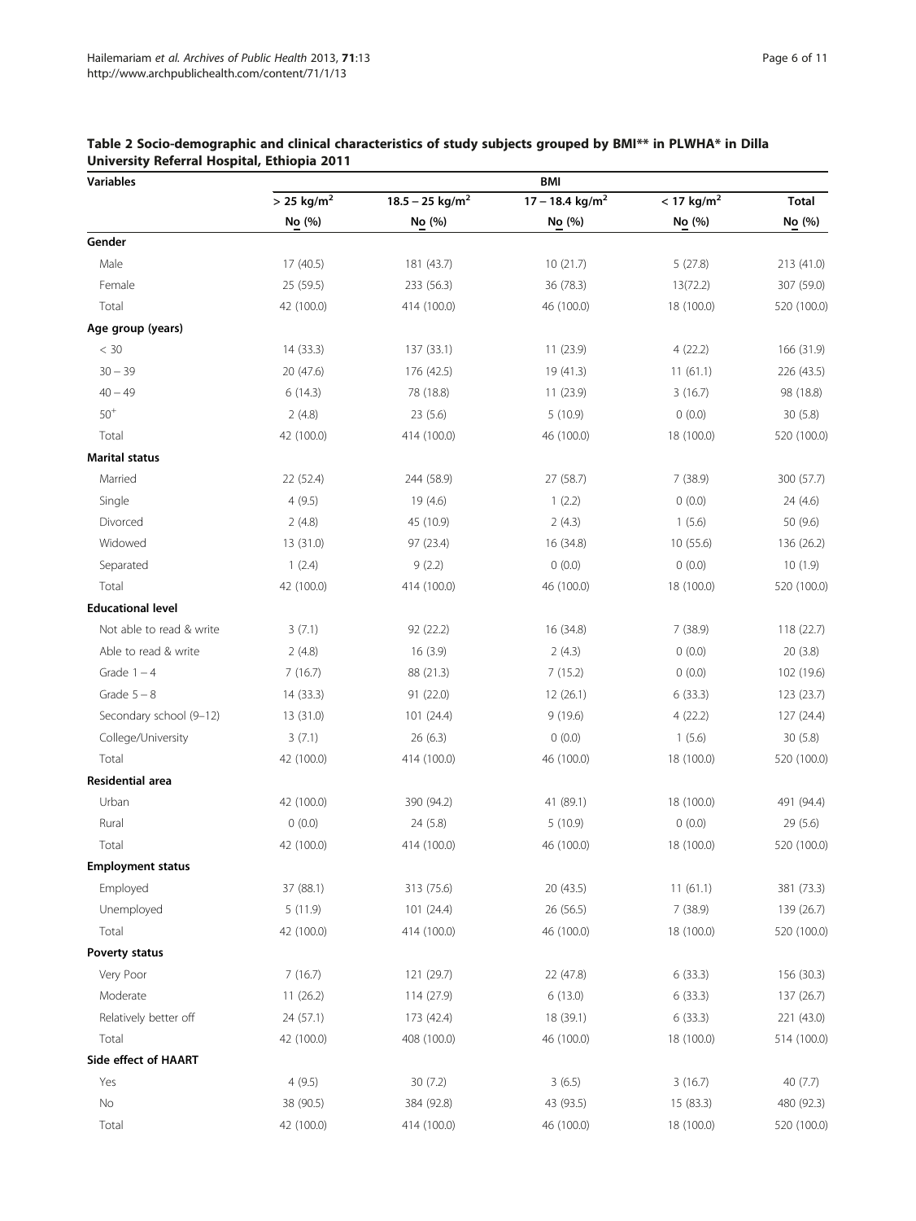**Table 2 Socio-demographic and clinical characteristics of study subjects grouped by BMI** in PLWHA* in Dilla University Referral Hospital, Ethiopia 2011**

| Variables | BMI | | | | |
|---|---|---|---|---|---|
| | > 25 kg/m$^2$ | 18.5 – 25 kg/m$^2$ | 17 – 18.4 kg/m$^2$ | < 17 kg/m$^2$ | Total |
| | No (%) | No (%) | No (%) | No (%) | No (%) |
| **Gender** | | | | | |
| Male | 17 (40.5) | 181 (43.7) | 10 (21.7) | 5 (27.8) | 213 (41.0) |
| Female | 25 (59.5) | 233 (56.3) | 36 (78.3) | 13(72.2) | 307 (59.0) |
| Total | 42 (100.0) | 414 (100.0) | 46 (100.0) | 18 (100.0) | 520 (100.0) |
| **Age group (years)** | | | | | |
| < 30 | 14 (33.3) | 137 (33.1) | 11 (23.9) | 4 (22.2) | 166 (31.9) |
| 30 – 39 | 20 (47.6) | 176 (42.5) | 19 (41.3) | 11 (61.1) | 226 (43.5) |
| 40 – 49 | 6 (14.3) | 78 (18.8) | 11 (23.9) | 3 (16.7) | 98 (18.8) |
| 50$^+$ | 2 (4.8) | 23 (5.6) | 5 (10.9) | 0 (0.0) | 30 (5.8) |
| Total | 42 (100.0) | 414 (100.0) | 46 (100.0) | 18 (100.0) | 520 (100.0) |
| **Marital status** | | | | | |
| Married | 22 (52.4) | 244 (58.9) | 27 (58.7) | 7 (38.9) | 300 (57.7) |
| Single | 4 (9.5) | 19 (4.6) | 1 (2.2) | 0 (0.0) | 24 (4.6) |
| Divorced | 2 (4.8) | 45 (10.9) | 2 (4.3) | 1 (5.6) | 50 (9.6) |
| Widowed | 13 (31.0) | 97 (23.4) | 16 (34.8) | 10 (55.6) | 136 (26.2) |
| Separated | 1 (2.4) | 9 (2.2) | 0 (0.0) | 0 (0.0) | 10 (1.9) |
| Total | 42 (100.0) | 414 (100.0) | 46 (100.0) | 18 (100.0) | 520 (100.0) |
| **Educational level** | | | | | |
| Not able to read & write | 3 (7.1) | 92 (22.2) | 16 (34.8) | 7 (38.9) | 118 (22.7) |
| Able to read & write | 2 (4.8) | 16 (3.9) | 2 (4.3) | 0 (0.0) | 20 (3.8) |
| Grade 1 – 4 | 7 (16.7) | 88 (21.3) | 7 (15.2) | 0 (0.0) | 102 (19.6) |
| Grade 5 – 8 | 14 (33.3) | 91 (22.0) | 12 (26.1) | 6 (33.3) | 123 (23.7) |
| Secondary school (9–12) | 13 (31.0) | 101 (24.4) | 9 (19.6) | 4 (22.2) | 127 (24.4) |
| College/University | 3 (7.1) | 26 (6.3) | 0 (0.0) | 1 (5.6) | 30 (5.8) |
| Total | 42 (100.0) | 414 (100.0) | 46 (100.0) | 18 (100.0) | 520 (100.0) |
| **Residential area** | | | | | |
| Urban | 42 (100.0) | 390 (94.2) | 41 (89.1) | 18 (100.0) | 491 (94.4) |
| Rural | 0 (0.0) | 24 (5.8) | 5 (10.9) | 0 (0.0) | 29 (5.6) |
| Total | 42 (100.0) | 414 (100.0) | 46 (100.0) | 18 (100.0) | 520 (100.0) |
| **Employment status** | | | | | |
| Employed | 37 (88.1) | 313 (75.6) | 20 (43.5) | 11 (61.1) | 381 (73.3) |
| Unemployed | 5 (11.9) | 101 (24.4) | 26 (56.5) | 7 (38.9) | 139 (26.7) |
| Total | 42 (100.0) | 414 (100.0) | 46 (100.0) | 18 (100.0) | 520 (100.0) |
| **Poverty status** | | | | | |
| Very Poor | 7 (16.7) | 121 (29.7) | 22 (47.8) | 6 (33.3) | 156 (30.3) |
| Moderate | 11 (26.2) | 114 (27.9) | 6 (13.0) | 6 (33.3) | 137 (26.7) |
| Relatively better off | 24 (57.1) | 173 (42.4) | 18 (39.1) | 6 (33.3) | 221 (43.0) |
| Total | 42 (100.0) | 408 (100.0) | 46 (100.0) | 18 (100.0) | 514 (100.0) |
| **Side effect of HAART** | | | | | |
| Yes | 4 (9.5) | 30 (7.2) | 3 (6.5) | 3 (16.7) | 40 (7.7) |
| No | 38 (90.5) | 384 (92.8) | 43 (93.5) | 15 (83.3) | 480 (92.3) |
| Total | 42 (100.0) | 414 (100.0) | 46 (100.0) | 18 (100.0) | 520 (100.0) |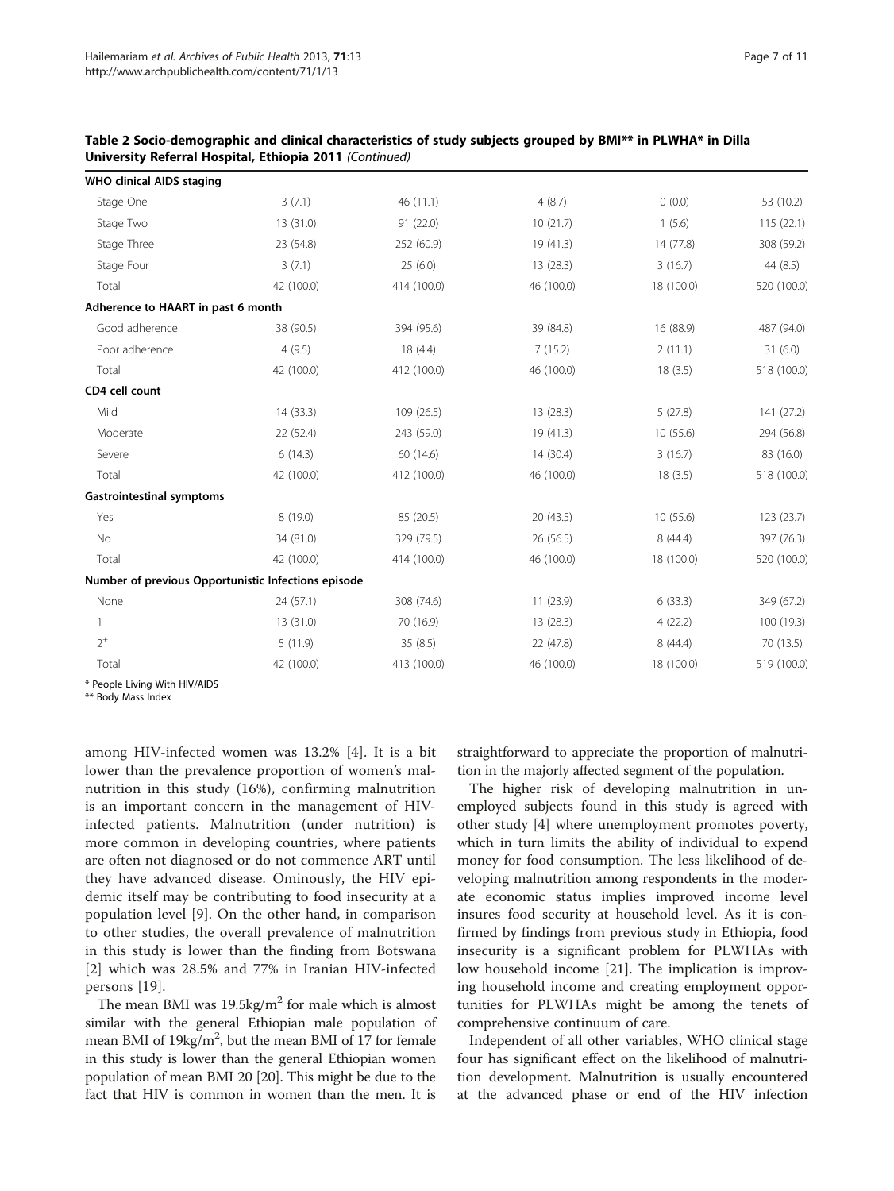**Table 2 Socio-demographic and clinical characteristics of study subjects grouped by BMI** in PLWHA* in Dilla University Referral Hospital, Ethiopia 2011** *(Continued)*

| | | | | | |
|---|---|---|---|---|---|
| **WHO clinical AIDS staging** | | | | | |
| Stage One | 3 (7.1) | 46 (11.1) | 4 (8.7) | 0 (0.0) | 53 (10.2) |
| Stage Two | 13 (31.0) | 91 (22.0) | 10 (21.7) | 1 (5.6) | 115 (22.1) |
| Stage Three | 23 (54.8) | 252 (60.9) | 19 (41.3) | 14 (77.8) | 308 (59.2) |
| Stage Four | 3 (7.1) | 25 (6.0) | 13 (28.3) | 3 (16.7) | 44 (8.5) |
| Total | 42 (100.0) | 414 (100.0) | 46 (100.0) | 18 (100.0) | 520 (100.0) |
| **Adherence to HAART in past 6 month** | | | | | |
| Good adherence | 38 (90.5) | 394 (95.6) | 39 (84.8) | 16 (88.9) | 487 (94.0) |
| Poor adherence | 4 (9.5) | 18 (4.4) | 7 (15.2) | 2 (11.1) | 31 (6.0) |
| Total | 42 (100.0) | 412 (100.0) | 46 (100.0) | 18 (3.5) | 518 (100.0) |
| **CD4 cell count** | | | | | |
| Mild | 14 (33.3) | 109 (26.5) | 13 (28.3) | 5 (27.8) | 141 (27.2) |
| Moderate | 22 (52.4) | 243 (59.0) | 19 (41.3) | 10 (55.6) | 294 (56.8) |
| Severe | 6 (14.3) | 60 (14.6) | 14 (30.4) | 3 (16.7) | 83 (16.0) |
| Total | 42 (100.0) | 412 (100.0) | 46 (100.0) | 18 (3.5) | 518 (100.0) |
| **Gastrointestinal symptoms** | | | | | |
| Yes | 8 (19.0) | 85 (20.5) | 20 (43.5) | 10 (55.6) | 123 (23.7) |
| No | 34 (81.0) | 329 (79.5) | 26 (56.5) | 8 (44.4) | 397 (76.3) |
| Total | 42 (100.0) | 414 (100.0) | 46 (100.0) | 18 (100.0) | 520 (100.0) |
| **Number of previous Opportunistic Infections episode** | | | | | |
| None | 24 (57.1) | 308 (74.6) | 11 (23.9) | 6 (33.3) | 349 (67.2) |
| 1 | 13 (31.0) | 70 (16.9) | 13 (28.3) | 4 (22.2) | 100 (19.3) |
| 2+ | 5 (11.9) | 35 (8.5) | 22 (47.8) | 8 (44.4) | 70 (13.5) |
| Total | 42 (100.0) | 413 (100.0) | 46 (100.0) | 18 (100.0) | 519 (100.0) |

\* People Living With HIV/AIDS
\*\* Body Mass Index

among HIV-infected women was 13.2% [4]. It is a bit lower than the prevalence proportion of women's malnutrition in this study (16%), confirming malnutrition is an important concern in the management of HIV-infected patients. Malnutrition (under nutrition) is more common in developing countries, where patients are often not diagnosed or do not commence ART until they have advanced disease. Ominously, the HIV epidemic itself may be contributing to food insecurity at a population level [9]. On the other hand, in comparison to other studies, the overall prevalence of malnutrition in this study is lower than the finding from Botswana [2] which was 28.5% and 77% in Iranian HIV-infected persons [19].

The mean BMI was 19.5kg/m$^2$ for male which is almost similar with the general Ethiopian male population of mean BMI of 19kg/m$^2$, but the mean BMI of 17 for female in this study is lower than the general Ethiopian women population of mean BMI 20 [20]. This might be due to the fact that HIV is common in women than the men. It is straightforward to appreciate the proportion of malnutrition in the majorly affected segment of the population.

The higher risk of developing malnutrition in unemployed subjects found in this study is agreed with other study [4] where unemployment promotes poverty, which in turn limits the ability of individual to expend money for food consumption. The less likelihood of developing malnutrition among respondents in the moderate economic status implies improved income level insures food security at household level. As it is confirmed by findings from previous study in Ethiopia, food insecurity is a significant problem for PLWHAs with low household income [21]. The implication is improving household income and creating employment opportunities for PLWHAs might be among the tenets of comprehensive continuum of care.

Independent of all other variables, WHO clinical stage four has significant effect on the likelihood of malnutrition development. Malnutrition is usually encountered at the advanced phase or end of the HIV infection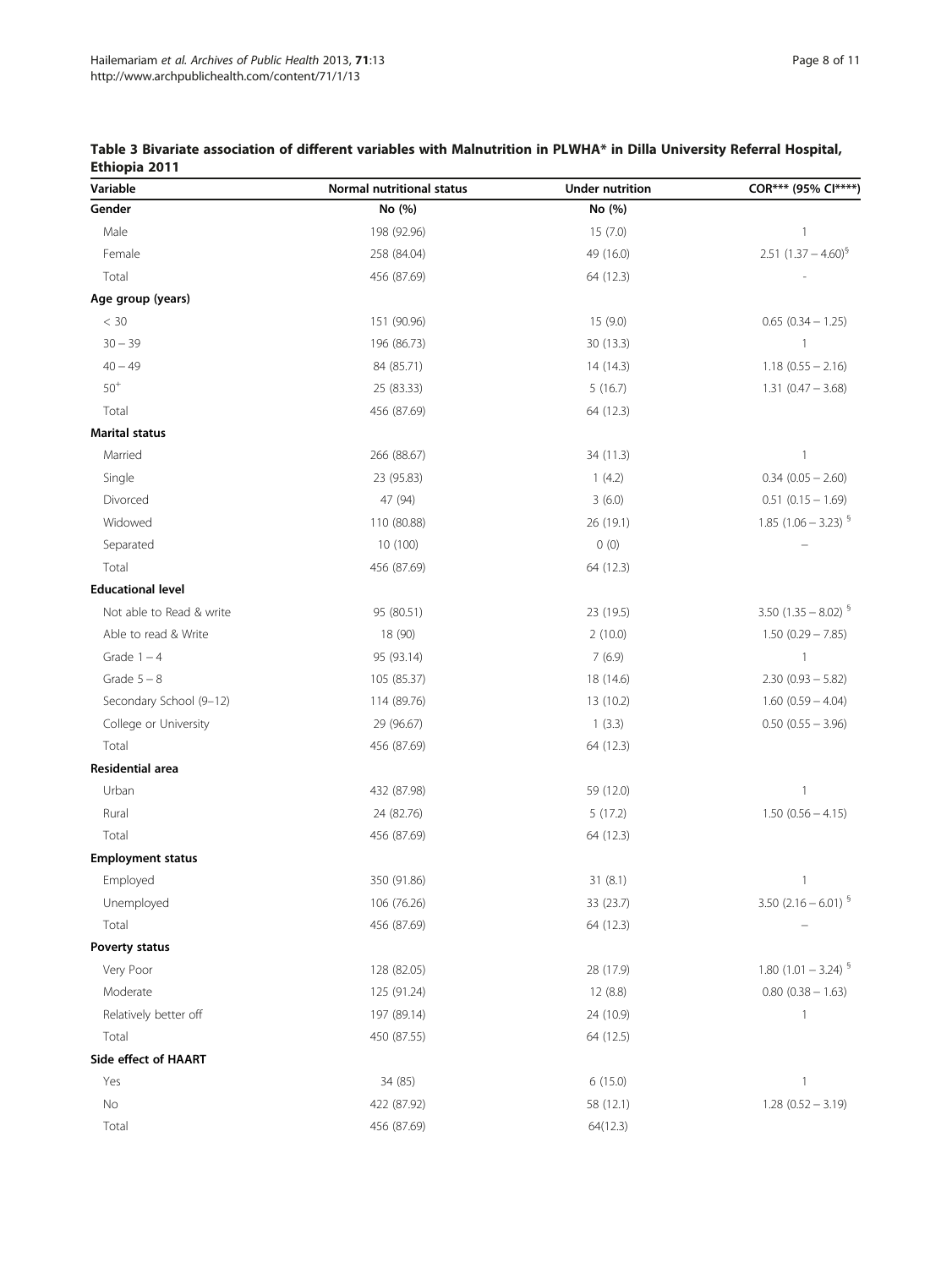**Table 3 Bivariate association of different variables with Malnutrition in PLWHA* in Dilla University Referral Hospital, Ethiopia 2011**

| Variable | Normal nutritional status | Under nutrition | COR*** (95% CI****) |
|---|---|---|---|
| **Gender** | **No (%)** | **No (%)** | |
| Male | 198 (92.96) | 15 (7.0) | 1 |
| Female | 258 (84.04) | 49 (16.0) | 2.51 (1.37 – 4.60)[§] |
| Total | 456 (87.69) | 64 (12.3) | - |
| **Age group (years)** | | | |
| < 30 | 151 (90.96) | 15 (9.0) | 0.65 (0.34 – 1.25) |
| 30 – 39 | 196 (86.73) | 30 (13.3) | 1 |
| 40 – 49 | 84 (85.71) | 14 (14.3) | 1.18 (0.55 – 2.16) |
| $50^{+}$ | 25 (83.33) | 5 (16.7) | 1.31 (0.47 – 3.68) |
| Total | 456 (87.69) | 64 (12.3) | |
| **Marital status** | | | |
| Married | 266 (88.67) | 34 (11.3) | 1 |
| Single | 23 (95.83) | 1 (4.2) | 0.34 (0.05 – 2.60) |
| Divorced | 47 (94) | 3 (6.0) | 0.51 (0.15 – 1.69) |
| Widowed | 110 (80.88) | 26 (19.1) | 1.85 (1.06 – 3.23) [§] |
| Separated | 10 (100) | 0 (0) | – |
| Total | 456 (87.69) | 64 (12.3) | |
| **Educational level** | | | |
| Not able to Read & write | 95 (80.51) | 23 (19.5) | 3.50 (1.35 – 8.02) [§] |
| Able to read & Write | 18 (90) | 2 (10.0) | 1.50 (0.29 – 7.85) |
| Grade 1 – 4 | 95 (93.14) | 7 (6.9) | 1 |
| Grade 5 – 8 | 105 (85.37) | 18 (14.6) | 2.30 (0.93 – 5.82) |
| Secondary School (9–12) | 114 (89.76) | 13 (10.2) | 1.60 (0.59 – 4.04) |
| College or University | 29 (96.67) | 1 (3.3) | 0.50 (0.55 – 3.96) |
| Total | 456 (87.69) | 64 (12.3) | |
| **Residential area** | | | |
| Urban | 432 (87.98) | 59 (12.0) | 1 |
| Rural | 24 (82.76) | 5 (17.2) | 1.50 (0.56 – 4.15) |
| Total | 456 (87.69) | 64 (12.3) | |
| **Employment status** | | | |
| Employed | 350 (91.86) | 31 (8.1) | 1 |
| Unemployed | 106 (76.26) | 33 (23.7) | 3.50 (2.16 – 6.01) [§] |
| Total | 456 (87.69) | 64 (12.3) | – |
| **Poverty status** | | | |
| Very Poor | 128 (82.05) | 28 (17.9) | 1.80 (1.01 – 3.24) [§] |
| Moderate | 125 (91.24) | 12 (8.8) | 0.80 (0.38 – 1.63) |
| Relatively better off | 197 (89.14) | 24 (10.9) | 1 |
| Total | 450 (87.55) | 64 (12.5) | |
| **Side effect of HAART** | | | |
| Yes | 34 (85) | 6 (15.0) | 1 |
| No | 422 (87.92) | 58 (12.1) | 1.28 (0.52 – 3.19) |
| Total | 456 (87.69) | 64(12.3) | |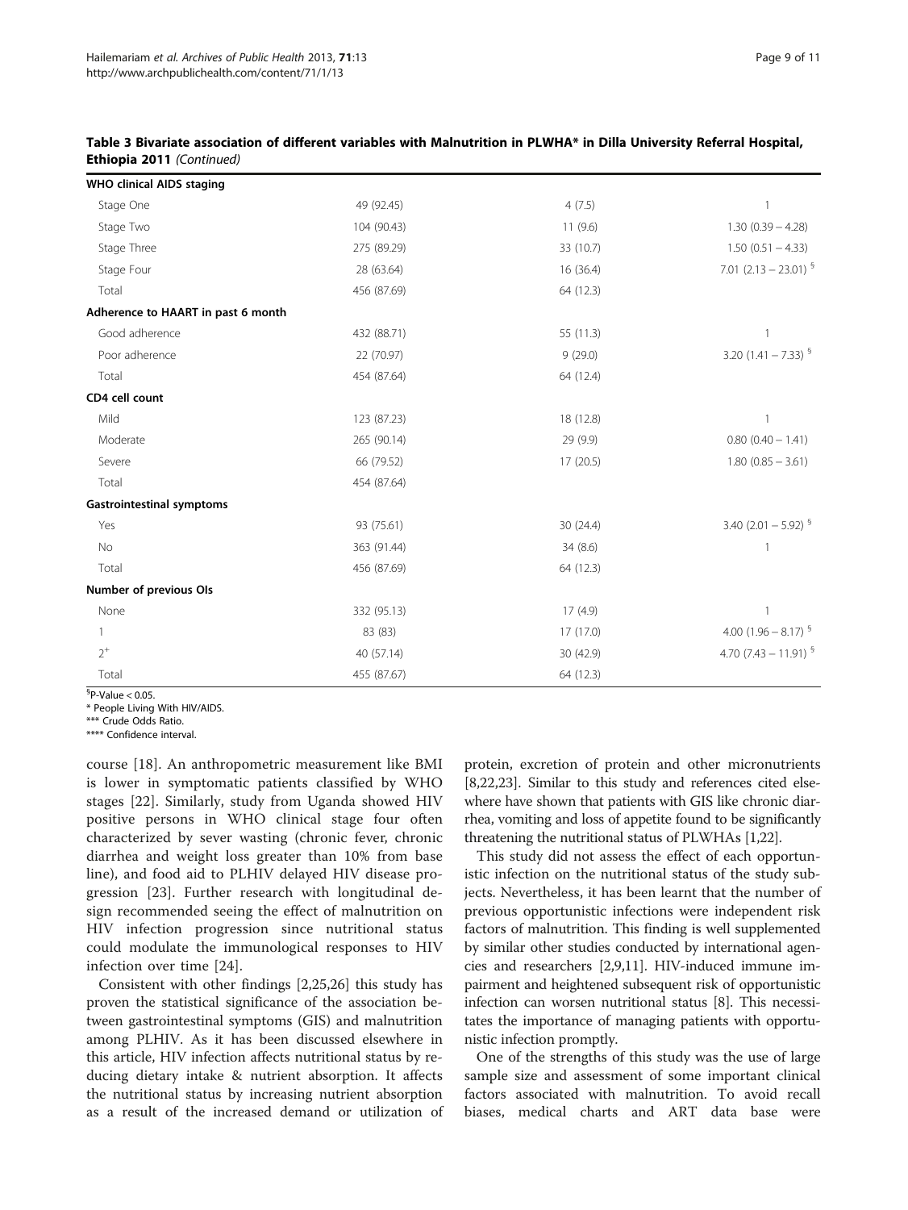**Table 3 Bivariate association of different variables with Malnutrition in PLWHA* in Dilla University Referral Hospital, Ethiopia 2011** *(Continued)*

| | | | |
|---|---|---|---|
| **WHO clinical AIDS staging** | | | |
| Stage One | 49 (92.45) | 4 (7.5) | 1 |
| Stage Two | 104 (90.43) | 11 (9.6) | 1.30 (0.39 – 4.28) |
| Stage Three | 275 (89.29) | 33 (10.7) | 1.50 (0.51 – 4.33) |
| Stage Four | 28 (63.64) | 16 (36.4) | 7.01 (2.13 – 23.01) § |
| Total | 456 (87.69) | 64 (12.3) | |
| **Adherence to HAART in past 6 month** | | | |
| Good adherence | 432 (88.71) | 55 (11.3) | 1 |
| Poor adherence | 22 (70.97) | 9 (29.0) | 3.20 (1.41 – 7.33) § |
| Total | 454 (87.64) | 64 (12.4) | |
| **CD4 cell count** | | | |
| Mild | 123 (87.23) | 18 (12.8) | 1 |
| Moderate | 265 (90.14) | 29 (9.9) | 0.80 (0.40 – 1.41) |
| Severe | 66 (79.52) | 17 (20.5) | 1.80 (0.85 – 3.61) |
| Total | 454 (87.64) | | |
| **Gastrointestinal symptoms** | | | |
| Yes | 93 (75.61) | 30 (24.4) | 3.40 (2.01 – 5.92) § |
| No | 363 (91.44) | 34 (8.6) | 1 |
| Total | 456 (87.69) | 64 (12.3) | |
| **Number of previous OIs** | | | |
| None | 332 (95.13) | 17 (4.9) | 1 |
| 1 | 83 (83) | 17 (17.0) | 4.00 (1.96 – 8.17) § |
| $2^+$ | 40 (57.14) | 30 (42.9) | 4.70 (7.43 – 11.91) § |
| Total | 455 (87.67) | 64 (12.3) | |

§P-Value < 0.05.
* People Living With HIV/AIDS.
*** Crude Odds Ratio.
**** Confidence interval.

course [18]. An anthropometric measurement like BMI is lower in symptomatic patients classified by WHO stages [22]. Similarly, study from Uganda showed HIV positive persons in WHO clinical stage four often characterized by sever wasting (chronic fever, chronic diarrhea and weight loss greater than 10% from base line), and food aid to PLHIV delayed HIV disease progression [23]. Further research with longitudinal design recommended seeing the effect of malnutrition on HIV infection progression since nutritional status could modulate the immunological responses to HIV infection over time [24].

Consistent with other findings [2,25,26] this study has proven the statistical significance of the association between gastrointestinal symptoms (GIS) and malnutrition among PLHIV. As it has been discussed elsewhere in this article, HIV infection affects nutritional status by reducing dietary intake & nutrient absorption. It affects the nutritional status by increasing nutrient absorption as a result of the increased demand or utilization of protein, excretion of protein and other micronutrients [8,22,23]. Similar to this study and references cited elsewhere have shown that patients with GIS like chronic diarrhea, vomiting and loss of appetite found to be significantly threatening the nutritional status of PLWHAs [1,22].

This study did not assess the effect of each opportunistic infection on the nutritional status of the study subjects. Nevertheless, it has been learnt that the number of previous opportunistic infections were independent risk factors of malnutrition. This finding is well supplemented by similar other studies conducted by international agencies and researchers [2,9,11]. HIV-induced immune impairment and heightened subsequent risk of opportunistic infection can worsen nutritional status [8]. This necessitates the importance of managing patients with opportunistic infection promptly.

One of the strengths of this study was the use of large sample size and assessment of some important clinical factors associated with malnutrition. To avoid recall biases, medical charts and ART data base were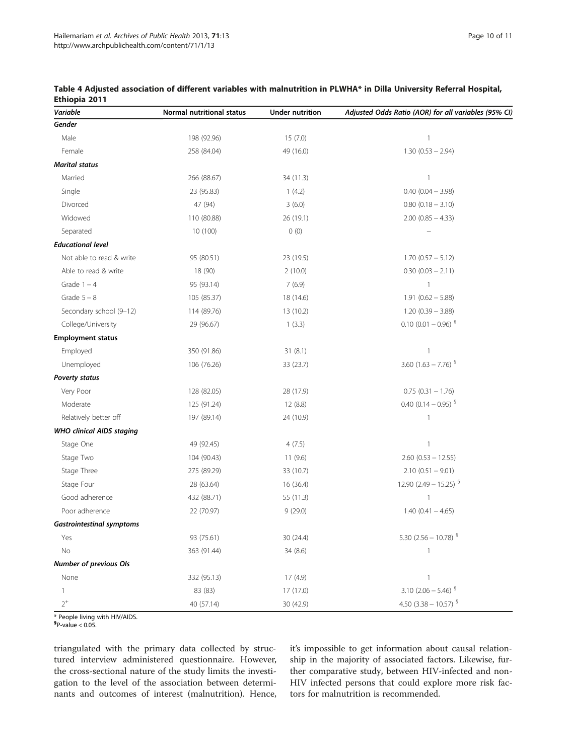**Table 4 Adjusted association of different variables with malnutrition in PLWHA* in Dilla University Referral Hospital, Ethiopia 2011**

| *Variable* | Normal nutritional status | Under nutrition | *Adjusted Odds Ratio (AOR) for all variables (95% CI)* |
|---|---|---|---|
| ***Gender*** | | | |
| Male | 198 (92.96) | 15 (7.0) | 1 |
| Female | 258 (84.04) | 49 (16.0) | 1.30 (0.53 – 2.94) |
| ***Marital status*** | | | |
| Married | 266 (88.67) | 34 (11.3) | 1 |
| Single | 23 (95.83) | 1 (4.2) | 0.40 (0.04 – 3.98) |
| Divorced | 47 (94) | 3 (6.0) | 0.80 (0.18 – 3.10) |
| Widowed | 110 (80.88) | 26 (19.1) | 2.00 (0.85 – 4.33) |
| Separated | 10 (100) | 0 (0) | – |
| ***Educational level*** | | | |
| Not able to read & write | 95 (80.51) | 23 (19.5) | 1.70 (0.57 – 5.12) |
| Able to read & write | 18 (90) | 2 (10.0) | 0.30 (0.03 – 2.11) |
| Grade 1 – 4 | 95 (93.14) | 7 (6.9) | 1 |
| Grade 5 – 8 | 105 (85.37) | 18 (14.6) | 1.91 (0.62 – 5.88) |
| Secondary school (9–12) | 114 (89.76) | 13 (10.2) | 1.20 (0.39 – 3.88) |
| College/University | 29 (96.67) | 1 (3.3) | 0.10 (0.01 – 0.96) § |
| **Employment status** | | | |
| Employed | 350 (91.86) | 31 (8.1) | 1 |
| Unemployed | 106 (76.26) | 33 (23.7) | 3.60 (1.63 – 7.76) § |
| ***Poverty status*** | | | |
| Very Poor | 128 (82.05) | 28 (17.9) | 0.75 (0.31 – 1.76) |
| Moderate | 125 (91.24) | 12 (8.8) | 0.40 (0.14 – 0.95) § |
| Relatively better off | 197 (89.14) | 24 (10.9) | 1 |
| ***WHO clinical AIDS staging*** | | | |
| Stage One | 49 (92.45) | 4 (7.5) | 1 |
| Stage Two | 104 (90.43) | 11 (9.6) | 2.60 (0.53 – 12.55) |
| Stage Three | 275 (89.29) | 33 (10.7) | 2.10 (0.51 – 9.01) |
| Stage Four | 28 (63.64) | 16 (36.4) | 12.90 (2.49 – 15.25) § |
| Good adherence | 432 (88.71) | 55 (11.3) | 1 |
| Poor adherence | 22 (70.97) | 9 (29.0) | 1.40 (0.41 – 4.65) |
| ***Gastrointestinal symptoms*** | | | |
| Yes | 93 (75.61) | 30 (24.4) | 5.30 (2.56 – 10.78) § |
| No | 363 (91.44) | 34 (8.6) | 1 |
| ***Number of previous OIs*** | | | |
| None | 332 (95.13) | 17 (4.9) | 1 |
| 1 | 83 (83) | 17 (17.0) | 3.10 (2.06 – 5.46) § |
| $2^+$ | 40 (57.14) | 30 (42.9) | 4.50 (3.38 – 10.57) § |

\* People living with HIV/AIDS.
§P-value < 0.05.

triangulated with the primary data collected by structured interview administered questionnaire. However, the cross-sectional nature of the study limits the investigation to the level of the association between determinants and outcomes of interest (malnutrition). Hence, it's impossible to get information about causal relationship in the majority of associated factors. Likewise, further comparative study, between HIV-infected and non-HIV infected persons that could explore more risk factors for malnutrition is recommended.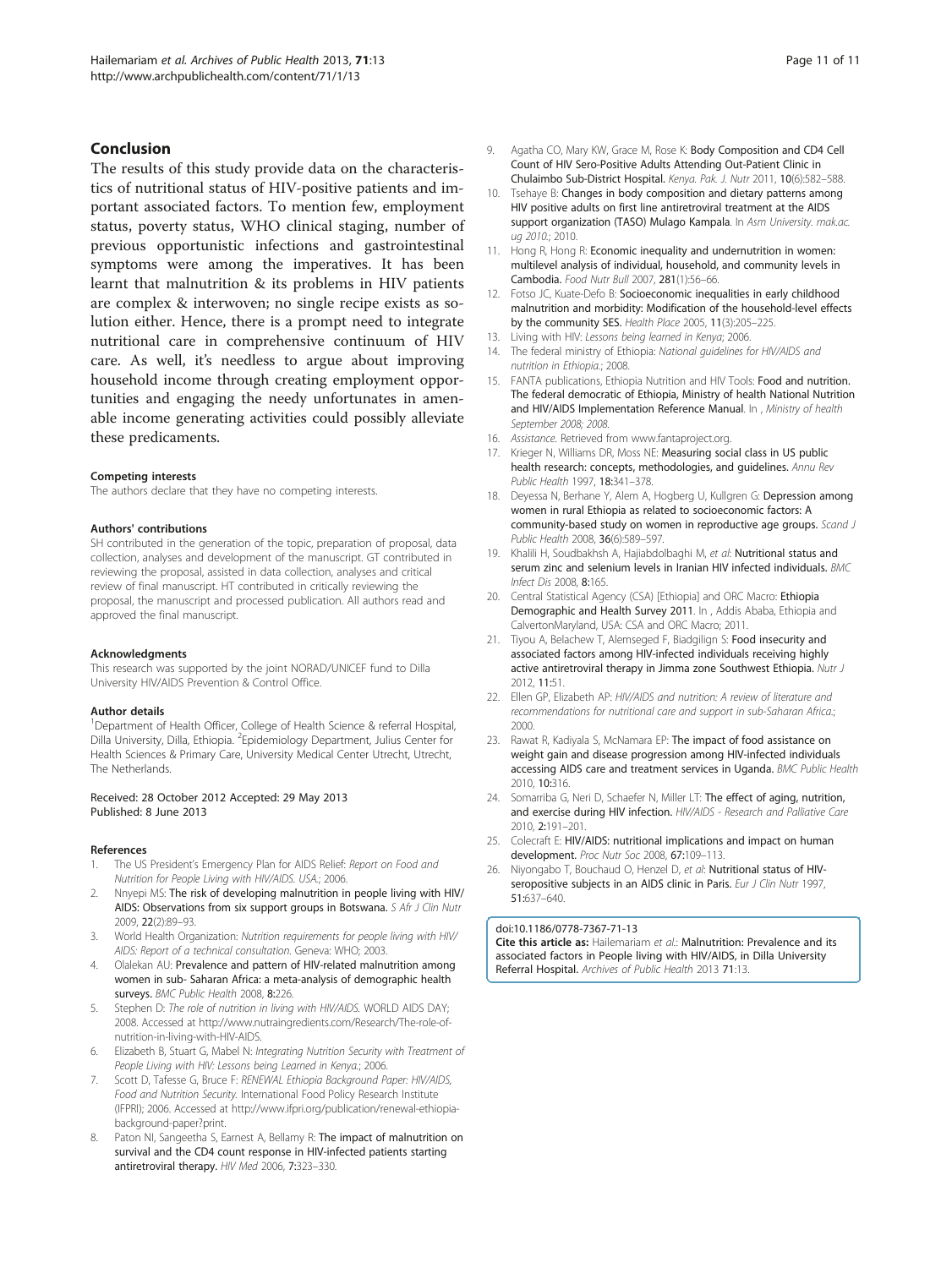## Conclusion

The results of this study provide data on the characteristics of nutritional status of HIV-positive patients and important associated factors. To mention few, employment status, poverty status, WHO clinical staging, number of previous opportunistic infections and gastrointestinal symptoms were among the imperatives. It has been learnt that malnutrition & its problems in HIV patients are complex & interwoven; no single recipe exists as solution either. Hence, there is a prompt need to integrate nutritional care in comprehensive continuum of HIV care. As well, it's needless to argue about improving household income through creating employment opportunities and engaging the needy unfortunates in amenable income generating activities could possibly alleviate these predicaments.

#### Competing interests

The authors declare that they have no competing interests.

#### Authors' contributions

SH contributed in the generation of the topic, preparation of proposal, data collection, analyses and development of the manuscript. GT contributed in reviewing the proposal, assisted in data collection, analyses and critical review of final manuscript. HT contributed in critically reviewing the proposal, the manuscript and processed publication. All authors read and approved the final manuscript.

#### Acknowledgments

This research was supported by the joint NORAD/UNICEF fund to Dilla University HIV/AIDS Prevention & Control Office.

#### Author details

[1]Department of Health Officer, College of Health Science & referral Hospital, Dilla University, Dilla, Ethiopia. [2]Epidemiology Department, Julius Center for Health Sciences & Primary Care, University Medical Center Utrecht, Utrecht, The Netherlands.

Received: 28 October 2012 Accepted: 29 May 2013
Published: 8 June 2013

#### References

1. The US President's Emergency Plan for AIDS Relief: *Report on Food and Nutrition for People Living with HIV/AIDS. USA.*; 2006.
2. Nnyepi MS: **The risk of developing malnutrition in people living with HIV/AIDS: Observations from six support groups in Botswana.** *S Afr J Clin Nutr* 2009, **22**(2):89–93.
3. World Health Organization: *Nutrition requirements for people living with HIV/AIDS: Report of a technical consultation.* Geneva: WHO; 2003.
4. Olalekan AU: **Prevalence and pattern of HIV-related malnutrition among women in sub- Saharan Africa: a meta-analysis of demographic health surveys.** *BMC Public Health* 2008, **8:**226.
5. Stephen D: *The role of nutrition in living with HIV/AIDS.* WORLD AIDS DAY; 2008. Accessed at http://www.nutraingredients.com/Research/The-role-of-nutrition-in-living-with-HIV-AIDS.
6. Elizabeth B, Stuart G, Mabel N: *Integrating Nutrition Security with Treatment of People Living with HIV: Lessons being Learned in Kenya.*; 2006.
7. Scott D, Tafesse G, Bruce F: *RENEWAL Ethiopia Background Paper: HIV/AIDS, Food and Nutrition Security.* International Food Policy Research Institute (IFPRI); 2006. Accessed at http://www.ifpri.org/publication/renewal-ethiopia-background-paper?print.
8. Paton NI, Sangeetha S, Earnest A, Bellamy R: **The impact of malnutrition on survival and the CD4 count response in HIV-infected patients starting antiretroviral therapy.** *HIV Med* 2006, **7:**323–330.
9. Agatha CO, Mary KW, Grace M, Rose K: **Body Composition and CD4 Cell Count of HIV Sero-Positive Adults Attending Out-Patient Clinic in Chulaimbo Sub-District Hospital.** *Kenya. Pak. J. Nutr* 2011, **10**(6):582–588.
10. Tsehaye B: **Changes in body composition and dietary patterns among HIV positive adults on first line antiretroviral treatment at the AIDS support organization (TASO) Mulago Kampala.** In *Asm University. mak.ac.ug 2010.*; 2010.
11. Hong R, Hong R: **Economic inequality and undernutrition in women: multilevel analysis of individual, household, and community levels in Cambodia.** *Food Nutr Bull* 2007, **281**(1):56–66.
12. Fotso JC, Kuate-Defo B: **Socioeconomic inequalities in early childhood malnutrition and morbidity: Modification of the household-level effects by the community SES.** *Health Place* 2005, **11**(3):205–225.
13. Living with HIV: *Lessons being learned in Kenya*; 2006.
14. The federal ministry of Ethiopia: *National guidelines for HIV/AIDS and nutrition in Ethiopia.*; 2008.
15. FANTA publications, Ethiopia Nutrition and HIV Tools: **Food and nutrition. The federal democratic of Ethiopia, Ministry of health National Nutrition and HIV/AIDS Implementation Reference Manual.** In , *Ministry of health September 2008; 2008.*
16. *Assistance.* Retrieved from www.fantaproject.org.
17. Krieger N, Williams DR, Moss NE: **Measuring social class in US public health research: concepts, methodologies, and guidelines.** *Annu Rev Public Health* 1997, **18:**341–378.
18. Deyessa N, Berhane Y, Alem A, Hogberg U, Kullgren G: **Depression among women in rural Ethiopia as related to socioeconomic factors: A community-based study on women in reproductive age groups.** *Scand J Public Health* 2008, **36**(6):589–597.
19. Khalili H, Soudbakhsh A, Hajiabdolbaghi M, *et al*: **Nutritional status and serum zinc and selenium levels in Iranian HIV infected individuals.** *BMC Infect Dis* 2008, **8:**165.
20. Central Statistical Agency (CSA) [Ethiopia] and ORC Macro: **Ethiopia Demographic and Health Survey 2011.** In , Addis Ababa, Ethiopia and CalvertonMaryland, USA: CSA and ORC Macro; 2011.
21. Tiyou A, Belachew T, Alemseged F, Biadgilign S: **Food insecurity and associated factors among HIV-infected individuals receiving highly active antiretroviral therapy in Jimma zone Southwest Ethiopia.** *Nutr J* 2012, **11:**51.
22. Ellen GP, Elizabeth AP: *HIV/AIDS and nutrition: A review of literature and recommendations for nutritional care and support in sub-Saharan Africa.*; 2000.
23. Rawat R, Kadiyala S, McNamara EP: **The impact of food assistance on weight gain and disease progression among HIV-infected individuals accessing AIDS care and treatment services in Uganda.** *BMC Public Health* 2010, **10:**316.
24. Somarriba G, Neri D, Schaefer N, Miller LT: **The effect of aging, nutrition, and exercise during HIV infection.** *HIV/AIDS - Research and Palliative Care* 2010, **2:**191–201.
25. Colecraft E: **HIV/AIDS: nutritional implications and impact on human development.** *Proc Nutr Soc* 2008, **67:**109–113.
26. Niyongabo T, Bouchaud O, Henzel D, *et al*: **Nutritional status of HIV-seropositive subjects in an AIDS clinic in Paris.** *Eur J Clin Nutr* 1997, **51:**637–640.

doi:10.1186/0778-7367-71-13
**Cite this article as:** Hailemariam *et al.*: Malnutrition: Prevalence and its associated factors in People living with HIV/AIDS, in Dilla University Referral Hospital. *Archives of Public Health* 2013 71:13.